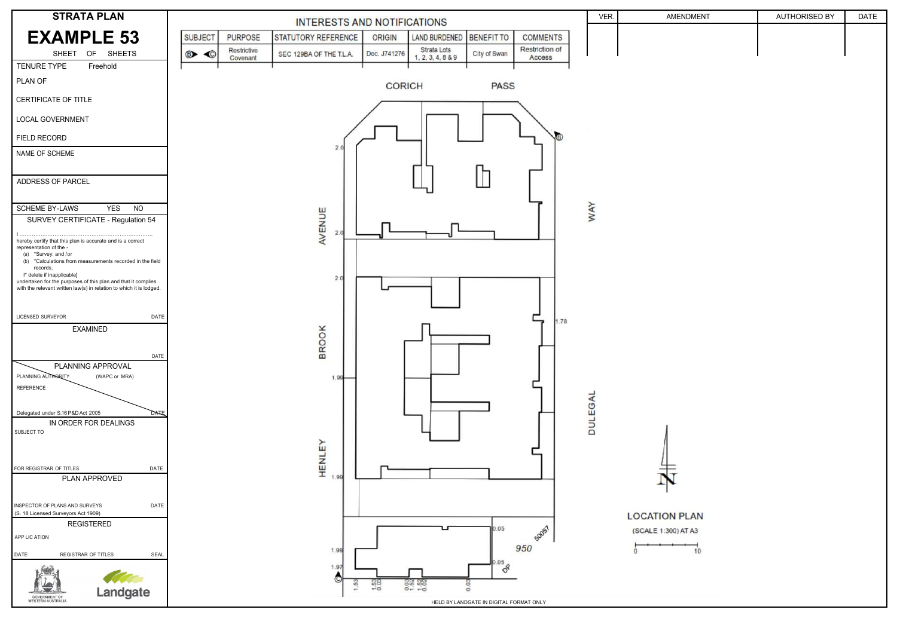# STRATA PLAN

# EXAMPLE 53

SHEET OF SHEETS

TENURE TYPE Freehold

PLAN OF

CERTIFICATE OF TITLE

LOCAL GOVERNMENT

FIELD RECORD

NAME OF SCHEME

ADDRESS OF PARCEL

SCHEME BY-LAWS YES NO

## SURVEY CERTIFICATE - Regulation 54

I.............................................................................

hereby certify that this plan is accurate and is a correct representation of the -

(a) *Survey; and /or

(b) *Calculations from measurements recorded in the field records,

[* delete if inapplicable]

undertaken for the purposes of this plan and that it complies with the relevant written law(s) in relation to which it is lodged.

LICENSED SURVEYOR DATE

## EXAMINED

DATE

## PLANNING APPROVAL

PLANNING AUTHORITY (WAPC or MRA)

REFERENCE

Delegated under S.16 P&D Act 2005 DATE

## IN ORDER FOR DEALINGS

SUBJECT TO

FOR REGISTRAR OF TITLES DATE

## PLAN APPROVED

INSPECTOR OF PLANS AND SURVEYS DATE

(S. 18 Licensed Surveyors Act 1909)

## REGISTERED

APPLICATION

DATE REGISTRAR OF TITLES SEAL

GOVERNMENT OF WESTERN AUSTRALIA

Landgate

## INTERESTS AND NOTIFICATIONS

| SUBJECT | PURPOSE | STATUTORY REFERENCE | ORIGIN | LAND BURDENED | BENEFIT TO | COMMENTS |
|---|---|---|---|---|---|---|
| Ⓑ ◄Ⓒ | Restrictive Covenant | SEC 129BA OF THE T.L.A. | Doc. J741276 | Strata Lots 1, 2, 3, 4, 8 & 9 | City of Swan | Restriction of Access |

| VER. | AMENDMENT | AUTHORISED BY | DATE |
|---|---|---|---|
| | | | |

CORICH PASS

HENLEY BROOK AVENUE

DULEGAL WAY

2.0 2.0 2.0 1.99 1.99 1.98 1.97 1.78 0.05 0.05

1.53 1.53 0.03 0.03 1.52 1.52 0.04 0.03

950 50057 DP

Ⓑ Ⓒ

N

## LOCATION PLAN

(SCALE 1:300) AT A3

0 10

HELD BY LANDGATE IN DIGITAL FORMAT ONLY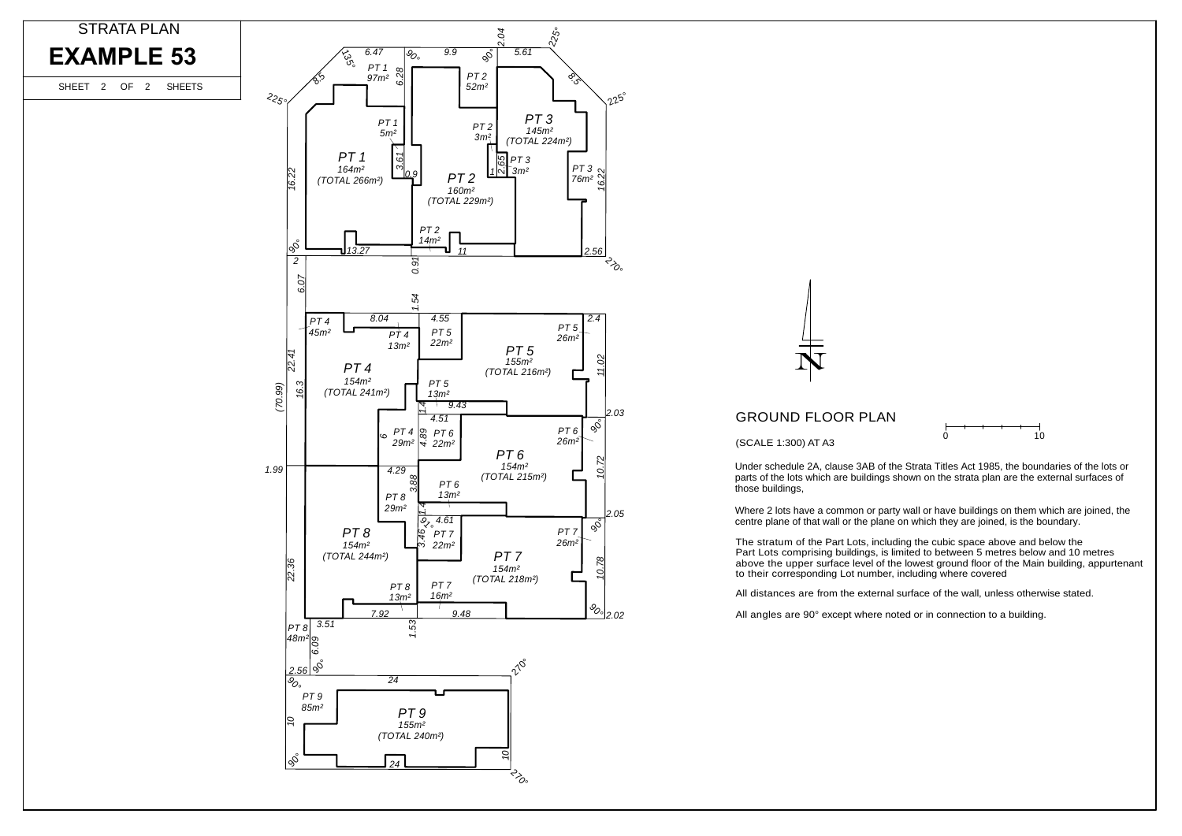STRATA PLAN

# EXAMPLE 53

SHEET 2 OF 2 SHEETS

PT 1 97m²

PT 2 52m²

PT 3 145m² (TOTAL 224m²)

PT 1 5m²

PT 2 3m²

PT 1 164m² (TOTAL 266m²)

PT 2 160m² (TOTAL 229m²)

PT 3 3m²

PT 3 76m²

PT 2 14m²

PT 4 45m²

PT 4 13m²

PT 5 22m²

PT 5 26m²

PT 5 155m² (TOTAL 216m²)

PT 4 154m² (TOTAL 241m²)

PT 5 13m²

PT 4 29m²

PT 6 22m²

PT 6 26m²

PT 6 154m² (TOTAL 215m²)

PT 6 13m²

PT 8 29m²

PT 7 22m²

PT 7 26m²

PT 8 154m² (TOTAL 244m²)

PT 7 154m² (TOTAL 218m²)

PT 8 13m²

PT 7 16m²

PT 8 48m²

PT 9 85m²

PT 9 155m² (TOTAL 240m²)

N

## GROUND FLOOR PLAN

(SCALE 1:300) AT A3

0 10

Under schedule 2A, clause 3AB of the Strata Titles Act 1985, the boundaries of the lots or parts of the lots which are buildings shown on the strata plan are the external surfaces of those buildings,

Where 2 lots have a common or party wall or have buildings on them which are joined, the centre plane of that wall or the plane on which they are joined, is the boundary.

The stratum of the Part Lots, including the cubic space above and below the Part Lots comprising buildings, is limited to between 5 metres below and 10 metres above the upper surface level of the lowest ground floor of the Main building, appurtenant to their corresponding Lot number, including where covered

All distances are from the external surface of the wall, unless otherwise stated.

All angles are 90° except where noted or in connection to a building.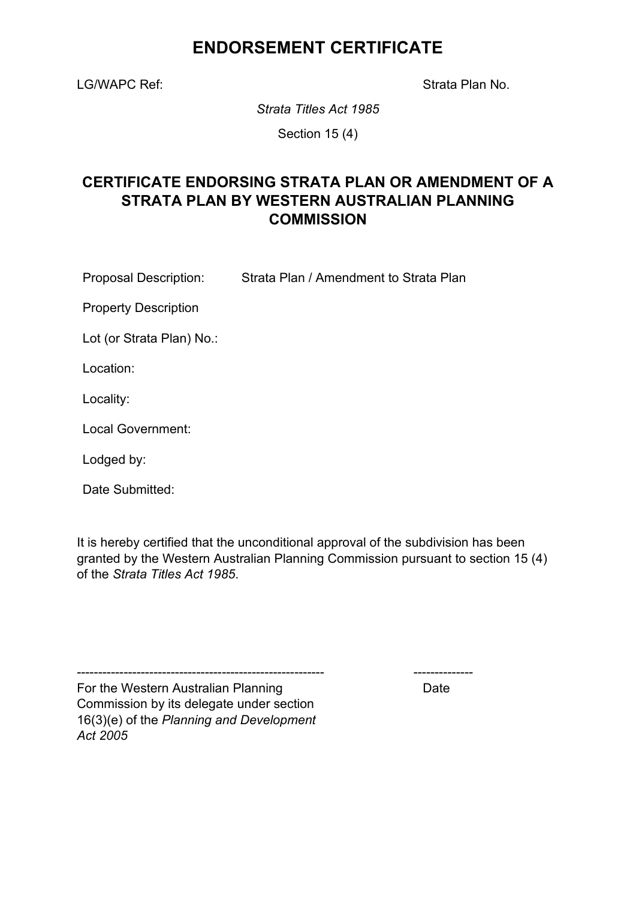# ENDORSEMENT CERTIFICATE

LG/WAPC Ref: Strata Plan No.

*Strata Titles Act 1985*

Section 15 (4)

## CERTIFICATE ENDORSING STRATA PLAN OR AMENDMENT OF A STRATA PLAN BY WESTERN AUSTRALIAN PLANNING COMMISSION

Proposal Description: Strata Plan / Amendment to Strata Plan

Property Description

Lot (or Strata Plan) No.:

Location:

Locality:

Local Government:

Lodged by:

Date Submitted:

It is hereby certified that the unconditional approval of the subdivision has been granted by the Western Australian Planning Commission pursuant to section 15 (4) of the *Strata Titles Act 1985*.

---------------------------------------------------------- --------------

For the Western Australian Planning Commission by its delegate under section 16(3)(e) of the *Planning and Development Act 2005*

Date